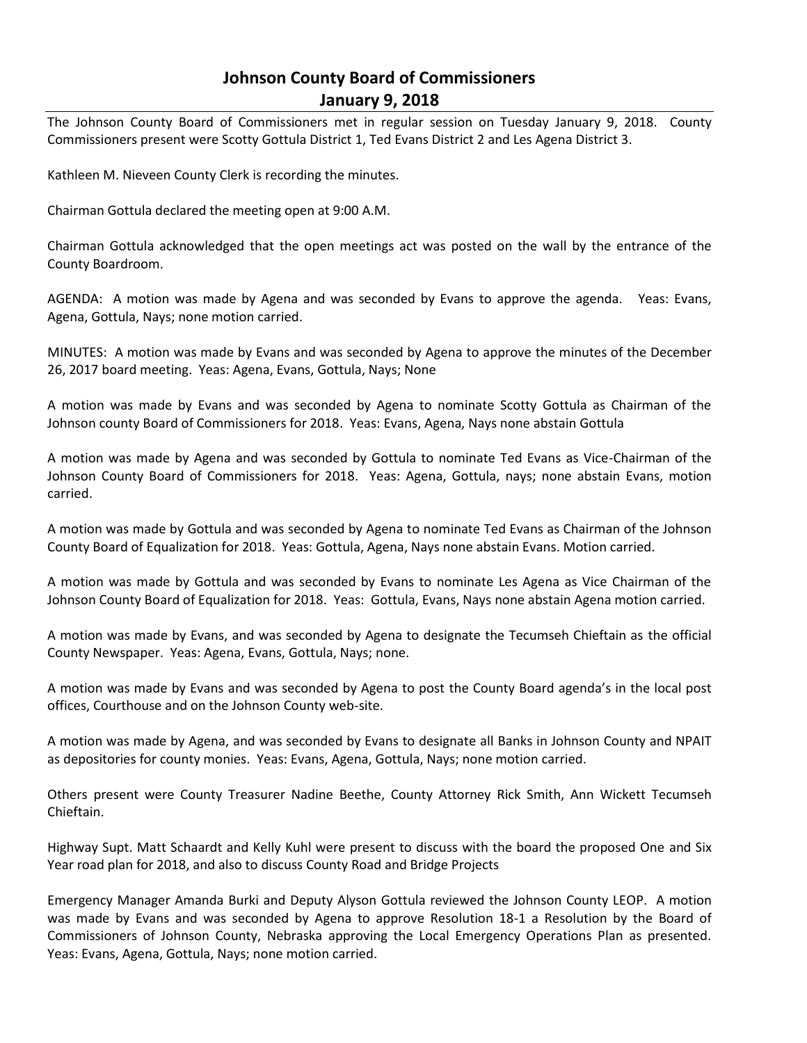# Johnson County Board of Commissioners
## January 9, 2018

The Johnson County Board of Commissioners met in regular session on Tuesday January 9, 2018. County Commissioners present were Scotty Gottula District 1, Ted Evans District 2 and Les Agena District 3.

Kathleen M. Nieveen County Clerk is recording the minutes.

Chairman Gottula declared the meeting open at 9:00 A.M.

Chairman Gottula acknowledged that the open meetings act was posted on the wall by the entrance of the County Boardroom.

AGENDA: A motion was made by Agena and was seconded by Evans to approve the agenda. Yeas: Evans, Agena, Gottula, Nays; none motion carried.

MINUTES: A motion was made by Evans and was seconded by Agena to approve the minutes of the December 26, 2017 board meeting. Yeas: Agena, Evans, Gottula, Nays; None

A motion was made by Evans and was seconded by Agena to nominate Scotty Gottula as Chairman of the Johnson county Board of Commissioners for 2018. Yeas: Evans, Agena, Nays none abstain Gottula

A motion was made by Agena and was seconded by Gottula to nominate Ted Evans as Vice-Chairman of the Johnson County Board of Commissioners for 2018. Yeas: Agena, Gottula, nays; none abstain Evans, motion carried.

A motion was made by Gottula and was seconded by Agena to nominate Ted Evans as Chairman of the Johnson County Board of Equalization for 2018. Yeas: Gottula, Agena, Nays none abstain Evans. Motion carried.

A motion was made by Gottula and was seconded by Evans to nominate Les Agena as Vice Chairman of the Johnson County Board of Equalization for 2018. Yeas: Gottula, Evans, Nays none abstain Agena motion carried.

A motion was made by Evans, and was seconded by Agena to designate the Tecumseh Chieftain as the official County Newspaper. Yeas: Agena, Evans, Gottula, Nays; none.

A motion was made by Evans and was seconded by Agena to post the County Board agenda's in the local post offices, Courthouse and on the Johnson County web-site.

A motion was made by Agena, and was seconded by Evans to designate all Banks in Johnson County and NPAIT as depositories for county monies. Yeas: Evans, Agena, Gottula, Nays; none motion carried.

Others present were County Treasurer Nadine Beethe, County Attorney Rick Smith, Ann Wickett Tecumseh Chieftain.

Highway Supt. Matt Schaardt and Kelly Kuhl were present to discuss with the board the proposed One and Six Year road plan for 2018, and also to discuss County Road and Bridge Projects

Emergency Manager Amanda Burki and Deputy Alyson Gottula reviewed the Johnson County LEOP. A motion was made by Evans and was seconded by Agena to approve Resolution 18-1 a Resolution by the Board of Commissioners of Johnson County, Nebraska approving the Local Emergency Operations Plan as presented. Yeas: Evans, Agena, Gottula, Nays; none motion carried.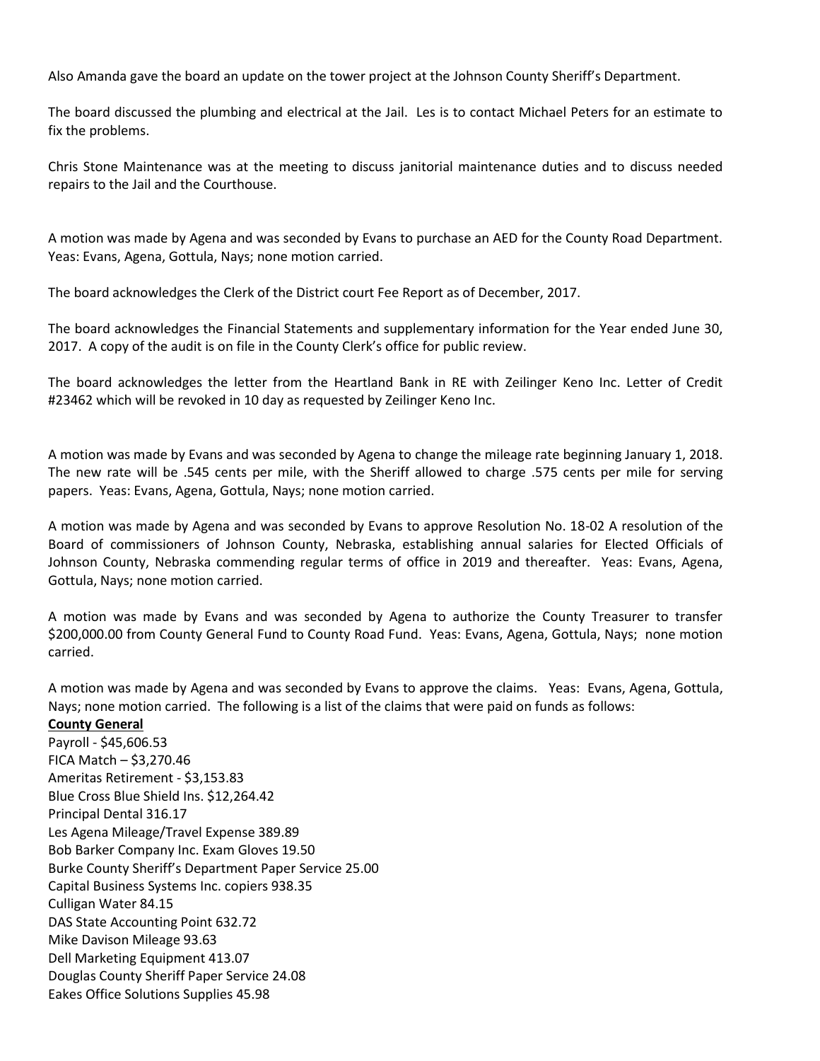Also Amanda gave the board an update on the tower project at the Johnson County Sheriff's Department.

The board discussed the plumbing and electrical at the Jail. Les is to contact Michael Peters for an estimate to fix the problems.

Chris Stone Maintenance was at the meeting to discuss janitorial maintenance duties and to discuss needed repairs to the Jail and the Courthouse.

A motion was made by Agena and was seconded by Evans to purchase an AED for the County Road Department. Yeas: Evans, Agena, Gottula, Nays; none motion carried.

The board acknowledges the Clerk of the District court Fee Report as of December, 2017.

The board acknowledges the Financial Statements and supplementary information for the Year ended June 30, 2017. A copy of the audit is on file in the County Clerk's office for public review.

The board acknowledges the letter from the Heartland Bank in RE with Zeilinger Keno Inc. Letter of Credit #23462 which will be revoked in 10 day as requested by Zeilinger Keno Inc.

A motion was made by Evans and was seconded by Agena to change the mileage rate beginning January 1, 2018. The new rate will be .545 cents per mile, with the Sheriff allowed to charge .575 cents per mile for serving papers. Yeas: Evans, Agena, Gottula, Nays; none motion carried.

A motion was made by Agena and was seconded by Evans to approve Resolution No. 18-02 A resolution of the Board of commissioners of Johnson County, Nebraska, establishing annual salaries for Elected Officials of Johnson County, Nebraska commending regular terms of office in 2019 and thereafter. Yeas: Evans, Agena, Gottula, Nays; none motion carried.

A motion was made by Evans and was seconded by Agena to authorize the County Treasurer to transfer $200,000.00 from County General Fund to County Road Fund. Yeas: Evans, Agena, Gottula, Nays; none motion carried.

A motion was made by Agena and was seconded by Evans to approve the claims. Yeas: Evans, Agena, Gottula, Nays; none motion carried. The following is a list of the claims that were paid on funds as follows:

**County General**

Payroll - $45,606.53
FICA Match – $3,270.46
Ameritas Retirement - $3,153.83
Blue Cross Blue Shield Ins. $12,264.42
Principal Dental 316.17
Les Agena Mileage/Travel Expense 389.89
Bob Barker Company Inc. Exam Gloves 19.50
Burke County Sheriff's Department Paper Service 25.00
Capital Business Systems Inc. copiers 938.35
Culligan Water 84.15
DAS State Accounting Point 632.72
Mike Davison Mileage 93.63
Dell Marketing Equipment 413.07
Douglas County Sheriff Paper Service 24.08
Eakes Office Solutions Supplies 45.98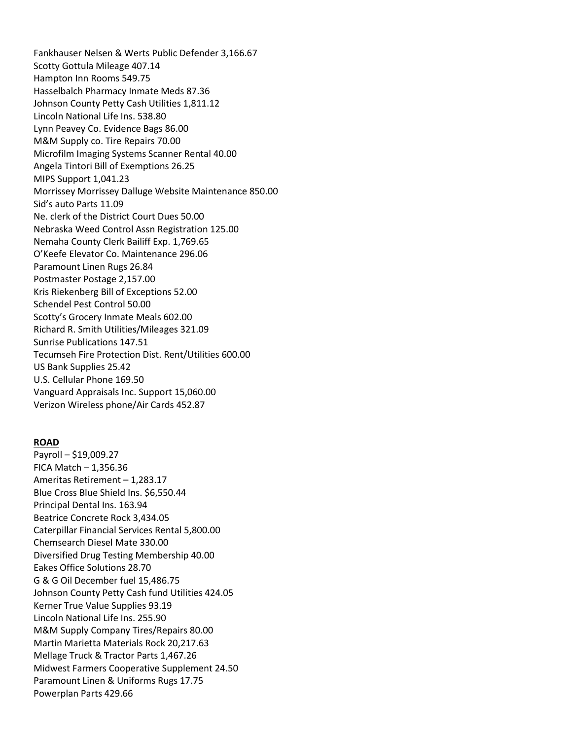Fankhauser Nelsen & Werts Public Defender 3,166.67
Scotty Gottula Mileage 407.14
Hampton Inn Rooms 549.75
Hasselbalch Pharmacy Inmate Meds 87.36
Johnson County Petty Cash Utilities 1,811.12
Lincoln National Life Ins. 538.80
Lynn Peavey Co. Evidence Bags 86.00
M&M Supply co. Tire Repairs 70.00
Microfilm Imaging Systems Scanner Rental 40.00
Angela Tintori Bill of Exemptions 26.25
MIPS Support 1,041.23
Morrissey Morrissey Dalluge Website Maintenance 850.00
Sid's auto Parts 11.09
Ne. clerk of the District Court Dues 50.00
Nebraska Weed Control Assn Registration 125.00
Nemaha County Clerk Bailiff Exp. 1,769.65
O'Keefe Elevator Co. Maintenance 296.06
Paramount Linen Rugs 26.84
Postmaster Postage 2,157.00
Kris Riekenberg Bill of Exceptions 52.00
Schendel Pest Control 50.00
Scotty's Grocery Inmate Meals 602.00
Richard R. Smith Utilities/Mileages 321.09
Sunrise Publications 147.51
Tecumseh Fire Protection Dist. Rent/Utilities 600.00
US Bank Supplies 25.42
U.S. Cellular Phone 169.50
Vanguard Appraisals Inc. Support 15,060.00
Verizon Wireless phone/Air Cards 452.87

**ROAD**

Payroll – $19,009.27
FICA Match – 1,356.36
Ameritas Retirement – 1,283.17
Blue Cross Blue Shield Ins. $6,550.44
Principal Dental Ins. 163.94
Beatrice Concrete Rock 3,434.05
Caterpillar Financial Services Rental 5,800.00
Chemsearch Diesel Mate 330.00
Diversified Drug Testing Membership 40.00
Eakes Office Solutions 28.70
G & G Oil December fuel 15,486.75
Johnson County Petty Cash fund Utilities 424.05
Kerner True Value Supplies 93.19
Lincoln National Life Ins. 255.90
M&M Supply Company Tires/Repairs 80.00
Martin Marietta Materials Rock 20,217.63
Mellage Truck & Tractor Parts 1,467.26
Midwest Farmers Cooperative Supplement 24.50
Paramount Linen & Uniforms Rugs 17.75
Powerplan Parts 429.66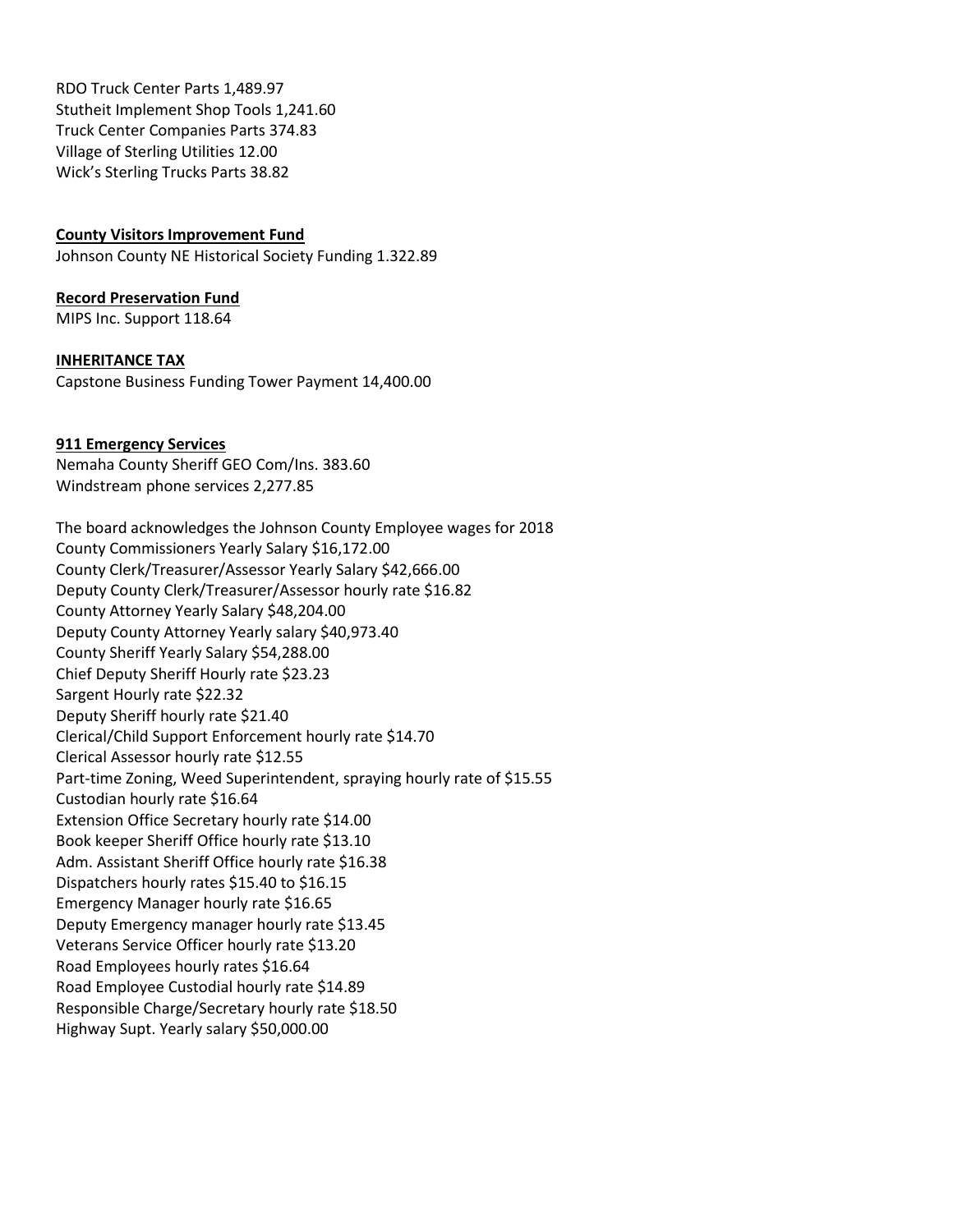RDO Truck Center Parts 1,489.97
Stutheit Implement Shop Tools 1,241.60
Truck Center Companies Parts 374.83
Village of Sterling Utilities 12.00
Wick's Sterling Trucks Parts 38.82

**County Visitors Improvement Fund**
Johnson County NE Historical Society Funding 1.322.89

**Record Preservation Fund**
MIPS Inc. Support 118.64

**INHERITANCE TAX**
Capstone Business Funding Tower Payment 14,400.00

**911 Emergency Services**
Nemaha County Sheriff GEO Com/Ins. 383.60
Windstream phone services 2,277.85

The board acknowledges the Johnson County Employee wages for 2018
County Commissioners Yearly Salary $16,172.00
County Clerk/Treasurer/Assessor Yearly Salary $42,666.00
Deputy County Clerk/Treasurer/Assessor hourly rate $16.82
County Attorney Yearly Salary $48,204.00
Deputy County Attorney Yearly salary $40,973.40
County Sheriff Yearly Salary $54,288.00
Chief Deputy Sheriff Hourly rate $23.23
Sargent Hourly rate $22.32
Deputy Sheriff hourly rate $21.40
Clerical/Child Support Enforcement hourly rate $14.70
Clerical Assessor hourly rate $12.55
Part-time Zoning, Weed Superintendent, spraying hourly rate of $15.55
Custodian hourly rate $16.64
Extension Office Secretary hourly rate $14.00
Book keeper Sheriff Office hourly rate $13.10
Adm. Assistant Sheriff Office hourly rate $16.38
Dispatchers hourly rates $15.40 to $16.15
Emergency Manager hourly rate $16.65
Deputy Emergency manager hourly rate $13.45
Veterans Service Officer hourly rate $13.20
Road Employees hourly rates $16.64
Road Employee Custodial hourly rate $14.89
Responsible Charge/Secretary hourly rate $18.50
Highway Supt. Yearly salary $50,000.00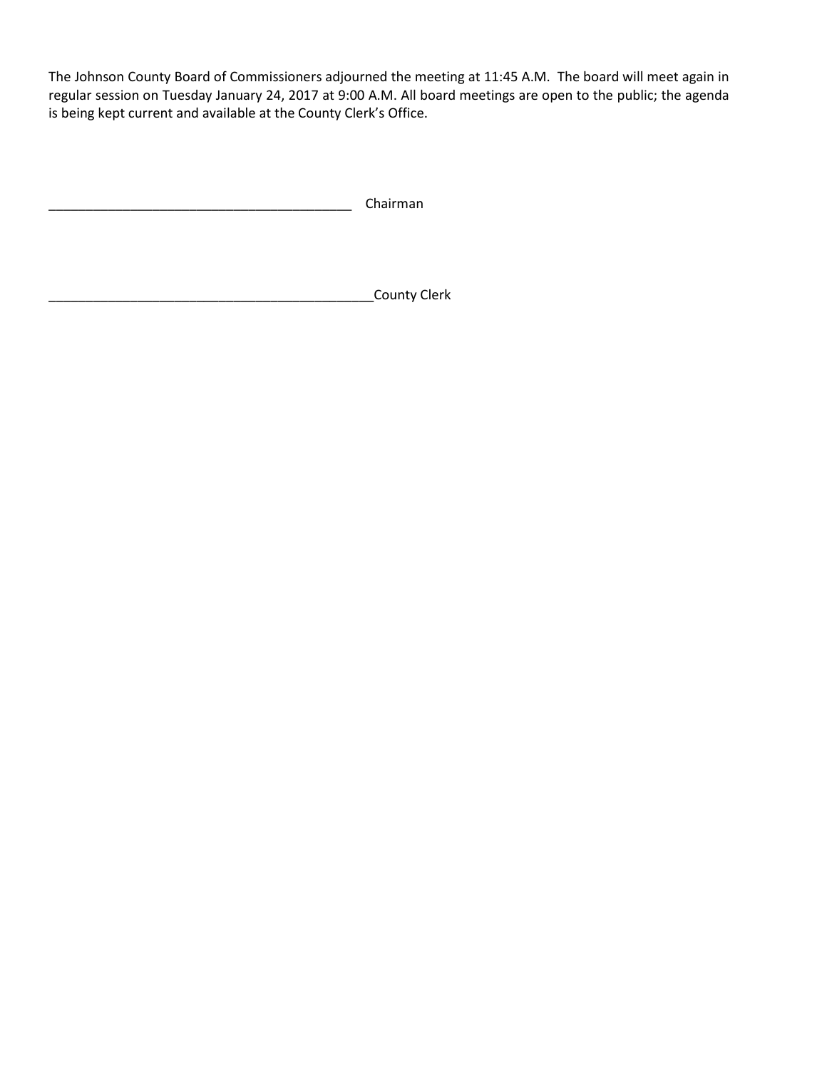The Johnson County Board of Commissioners adjourned the meeting at 11:45 A.M. The board will meet again in regular session on Tuesday January 24, 2017 at 9:00 A.M. All board meetings are open to the public; the agenda is being kept current and available at the County Clerk's Office.

___________________________________________ Chairman

_____________________________________________County Clerk